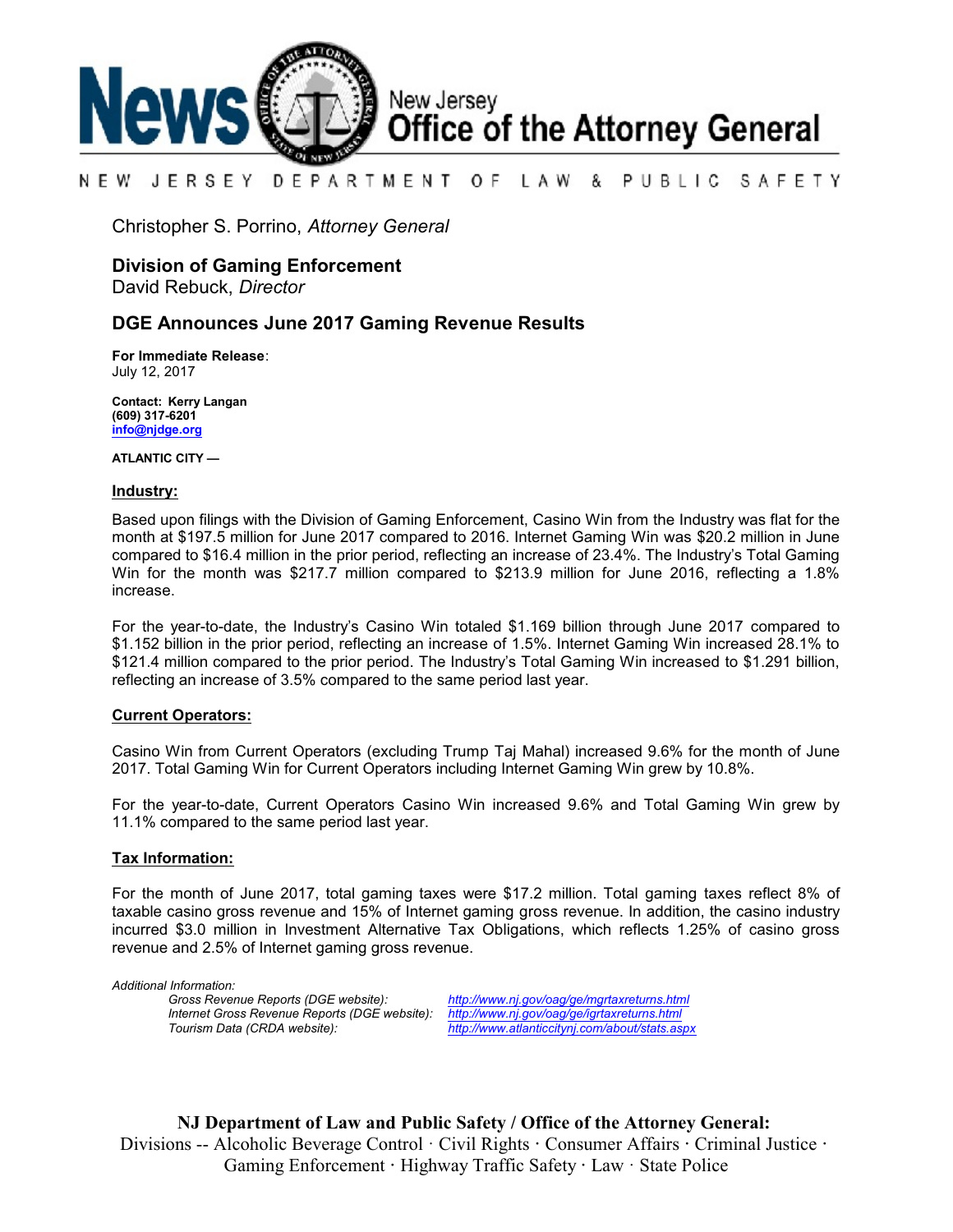# News — New Jersey Office of the Attorney General

NEW JERSEY DEPARTMENT OF LAW & PUBLIC SAFETY

Christopher S. Porrino, *Attorney General*

## Division of Gaming Enforcement

David Rebuck, *Director*

## DGE Announces June 2017 Gaming Revenue Results

**For Immediate Release**:
July 12, 2017

**Contact: Kerry Langan**
**(609) 317-6201**
**info@njdge.org**

**ATLANTIC CITY —**

**Industry:**

Based upon filings with the Division of Gaming Enforcement, Casino Win from the Industry was flat for the month at $197.5 million for June 2017 compared to 2016. Internet Gaming Win was $20.2 million in June compared to $16.4 million in the prior period, reflecting an increase of 23.4%. The Industry's Total Gaming Win for the month was $217.7 million compared to $213.9 million for June 2016, reflecting a 1.8% increase.

For the year-to-date, the Industry's Casino Win totaled $1.169 billion through June 2017 compared to $1.152 billion in the prior period, reflecting an increase of 1.5%. Internet Gaming Win increased 28.1% to $121.4 million compared to the prior period. The Industry's Total Gaming Win increased to $1.291 billion, reflecting an increase of 3.5% compared to the same period last year.

**Current Operators:**

Casino Win from Current Operators (excluding Trump Taj Mahal) increased 9.6% for the month of June 2017. Total Gaming Win for Current Operators including Internet Gaming Win grew by 10.8%.

For the year-to-date, Current Operators Casino Win increased 9.6% and Total Gaming Win grew by 11.1% compared to the same period last year.

**Tax Information:**

For the month of June 2017, total gaming taxes were $17.2 million. Total gaming taxes reflect 8% of taxable casino gross revenue and 15% of Internet gaming gross revenue. In addition, the casino industry incurred $3.0 million in Investment Alternative Tax Obligations, which reflects 1.25% of casino gross revenue and 2.5% of Internet gaming gross revenue.

*Additional Information:*

*Gross Revenue Reports (DGE website):* *http://www.nj.gov/oag/ge/mgrtaxreturns.html*
*Internet Gross Revenue Reports (DGE website):* *http://www.nj.gov/oag/ge/igrtaxreturns.html*
*Tourism Data (CRDA website):* *http://www.atlanticcitynj.com/about/stats.aspx*

**NJ Department of Law and Public Safety / Office of the Attorney General:**
Divisions -- Alcoholic Beverage Control · Civil Rights · Consumer Affairs · Criminal Justice · Gaming Enforcement · Highway Traffic Safety · Law · State Police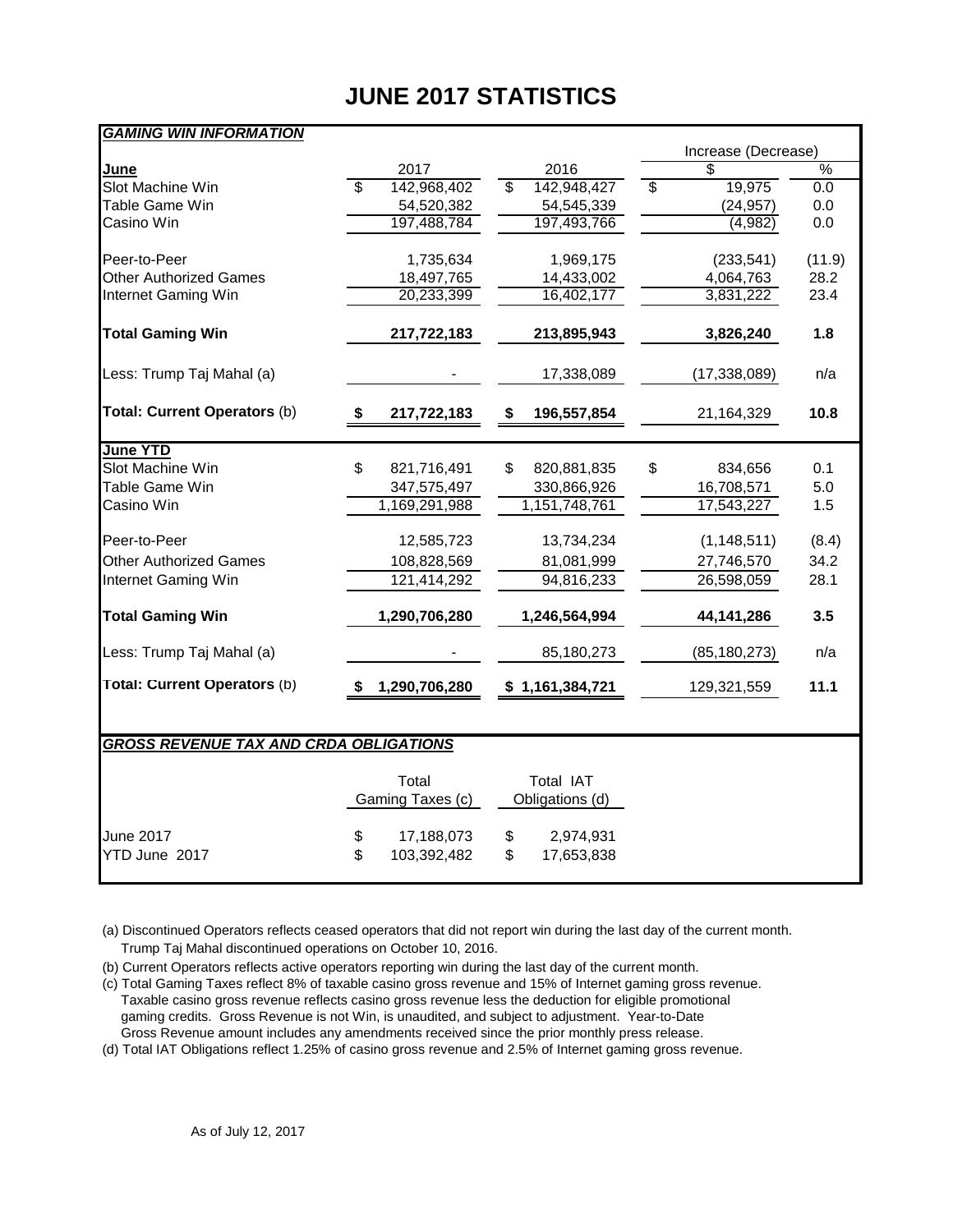# JUNE 2017 STATISTICS

***GAMING WIN INFORMATION***

| | 2017 | 2016 | Increase (Decrease) $ | Increase (Decrease) % |
|---|---|---|---|---|
| **June** | | | | |
| Slot Machine Win | $ 142,968,402 | $ 142,948,427 | $ 19,975 | 0.0 |
| Table Game Win | 54,520,382 | 54,545,339 | (24,957) | 0.0 |
| Casino Win | 197,488,784 | 197,493,766 | (4,982) | 0.0 |
| Peer-to-Peer | 1,735,634 | 1,969,175 | (233,541) | (11.9) |
| Other Authorized Games | 18,497,765 | 14,433,002 | 4,064,763 | 28.2 |
| Internet Gaming Win | 20,233,399 | 16,402,177 | 3,831,222 | 23.4 |
| **Total Gaming Win** | **217,722,183** | **213,895,943** | **3,826,240** | **1.8** |
| Less: Trump Taj Mahal (a) | - | 17,338,089 | (17,338,089) | n/a |
| **Total: Current Operators** (b) | **$ 217,722,183** | **$ 196,557,854** | 21,164,329 | **10.8** |
| **June YTD** | | | | |
| Slot Machine Win | $ 821,716,491 | $ 820,881,835 | $ 834,656 | 0.1 |
| Table Game Win | 347,575,497 | 330,866,926 | 16,708,571 | 5.0 |
| Casino Win | 1,169,291,988 | 1,151,748,761 | 17,543,227 | 1.5 |
| Peer-to-Peer | 12,585,723 | 13,734,234 | (1,148,511) | (8.4) |
| Other Authorized Games | 108,828,569 | 81,081,999 | 27,746,570 | 34.2 |
| Internet Gaming Win | 121,414,292 | 94,816,233 | 26,598,059 | 28.1 |
| **Total Gaming Win** | **1,290,706,280** | **1,246,564,994** | **44,141,286** | **3.5** |
| Less: Trump Taj Mahal (a) | - | 85,180,273 | (85,180,273) | n/a |
| **Total: Current Operators** (b) | **$ 1,290,706,280** | **$ 1,161,384,721** | 129,321,559 | **11.1** |

***GROSS REVENUE TAX AND CRDA OBLIGATIONS***

| | Total Gaming Taxes (c) | Total IAT Obligations (d) |
|---|---|---|
| June 2017 | $ 17,188,073 | $ 2,974,931 |
| YTD June 2017 | $ 103,392,482 | $ 17,653,838 |

(a) Discontinued Operators reflects ceased operators that did not report win during the last day of the current month. Trump Taj Mahal discontinued operations on October 10, 2016.

(b) Current Operators reflects active operators reporting win during the last day of the current month.

(c) Total Gaming Taxes reflect 8% of taxable casino gross revenue and 15% of Internet gaming gross revenue. Taxable casino gross revenue reflects casino gross revenue less the deduction for eligible promotional gaming credits. Gross Revenue is not Win, is unaudited, and subject to adjustment. Year-to-Date Gross Revenue amount includes any amendments received since the prior monthly press release.

(d) Total IAT Obligations reflect 1.25% of casino gross revenue and 2.5% of Internet gaming gross revenue.

As of July 12, 2017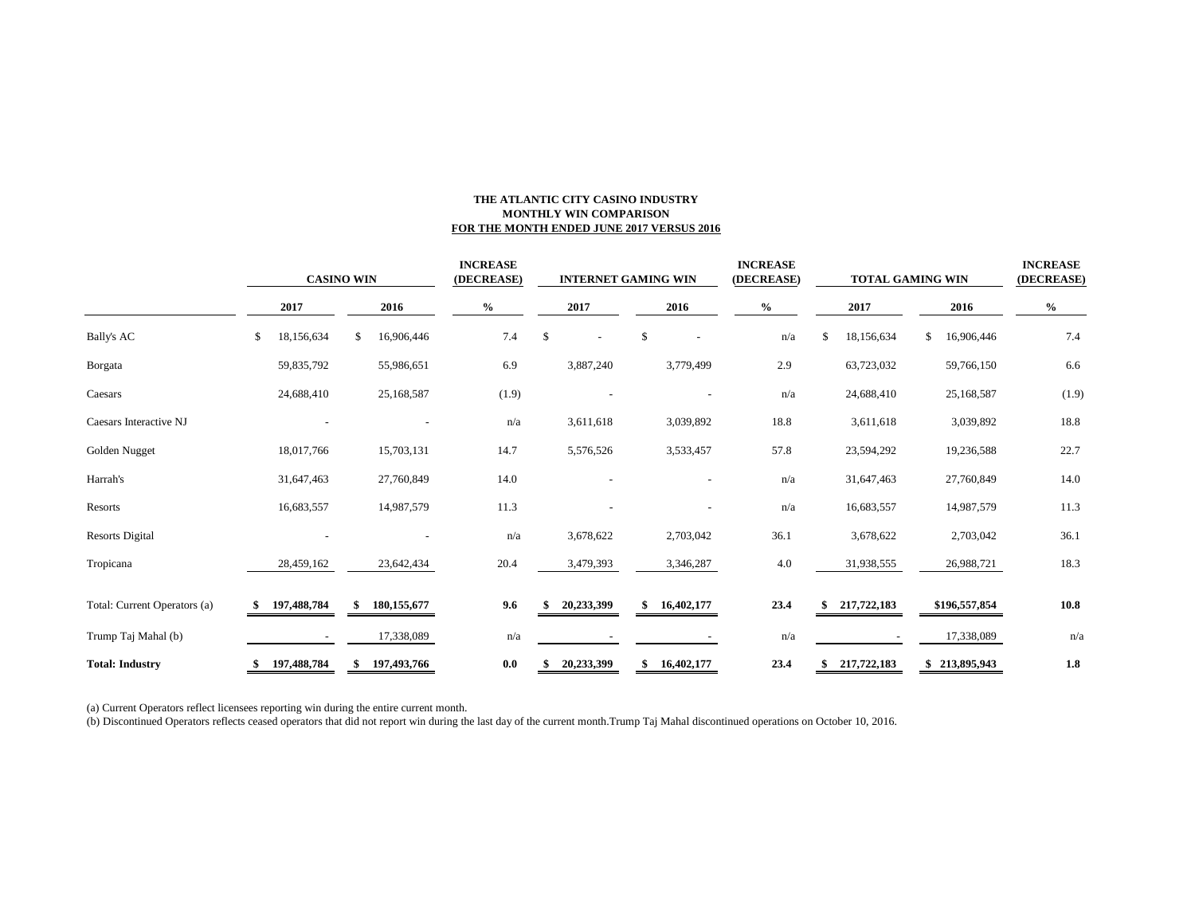**THE ATLANTIC CITY CASINO INDUSTRY**
**MONTHLY WIN COMPARISON**
**FOR THE MONTH ENDED JUNE 2017 VERSUS 2016**

| | CASINO WIN | | INCREASE (DECREASE) | INTERNET GAMING WIN | | INCREASE (DECREASE) | TOTAL GAMING WIN | | INCREASE (DECREASE) |
|---|---|---|---|---|---|---|---|---|---|
| | 2017 | 2016 | % | 2017 | 2016 | % | 2017 | 2016 | % |
| Bally's AC | $ 18,156,634 | $ 16,906,446 | 7.4 | $ - | $ - | n/a | $ 18,156,634 | $ 16,906,446 | 7.4 |
| Borgata | 59,835,792 | 55,986,651 | 6.9 | 3,887,240 | 3,779,499 | 2.9 | 63,723,032 | 59,766,150 | 6.6 |
| Caesars | 24,688,410 | 25,168,587 | (1.9) | - | - | n/a | 24,688,410 | 25,168,587 | (1.9) |
| Caesars Interactive NJ | - | - | n/a | 3,611,618 | 3,039,892 | 18.8 | 3,611,618 | 3,039,892 | 18.8 |
| Golden Nugget | 18,017,766 | 15,703,131 | 14.7 | 5,576,526 | 3,533,457 | 57.8 | 23,594,292 | 19,236,588 | 22.7 |
| Harrah's | 31,647,463 | 27,760,849 | 14.0 | - | - | n/a | 31,647,463 | 27,760,849 | 14.0 |
| Resorts | 16,683,557 | 14,987,579 | 11.3 | - | - | n/a | 16,683,557 | 14,987,579 | 11.3 |
| Resorts Digital | - | - | n/a | 3,678,622 | 2,703,042 | 36.1 | 3,678,622 | 2,703,042 | 36.1 |
| Tropicana | 28,459,162 | 23,642,434 | 20.4 | 3,479,393 | 3,346,287 | 4.0 | 31,938,555 | 26,988,721 | 18.3 |
| Total: Current Operators (a) | **$ 197,488,784** | **$ 180,155,677** | **9.6** | **$ 20,233,399** | **$ 16,402,177** | **23.4** | **$ 217,722,183** | **$196,557,854** | **10.8** |
| Trump Taj Mahal (b) | - | 17,338,089 | n/a | - | - | n/a | - | 17,338,089 | n/a |
| **Total: Industry** | **$ 197,488,784** | **$ 197,493,766** | **0.0** | **$ 20,233,399** | **$ 16,402,177** | **23.4** | **$ 217,722,183** | **$ 213,895,943** | **1.8** |

(a) Current Operators reflect licensees reporting win during the entire current month.
(b) Discontinued Operators reflects ceased operators that did not report win during the last day of the current month.Trump Taj Mahal discontinued operations on October 10, 2016.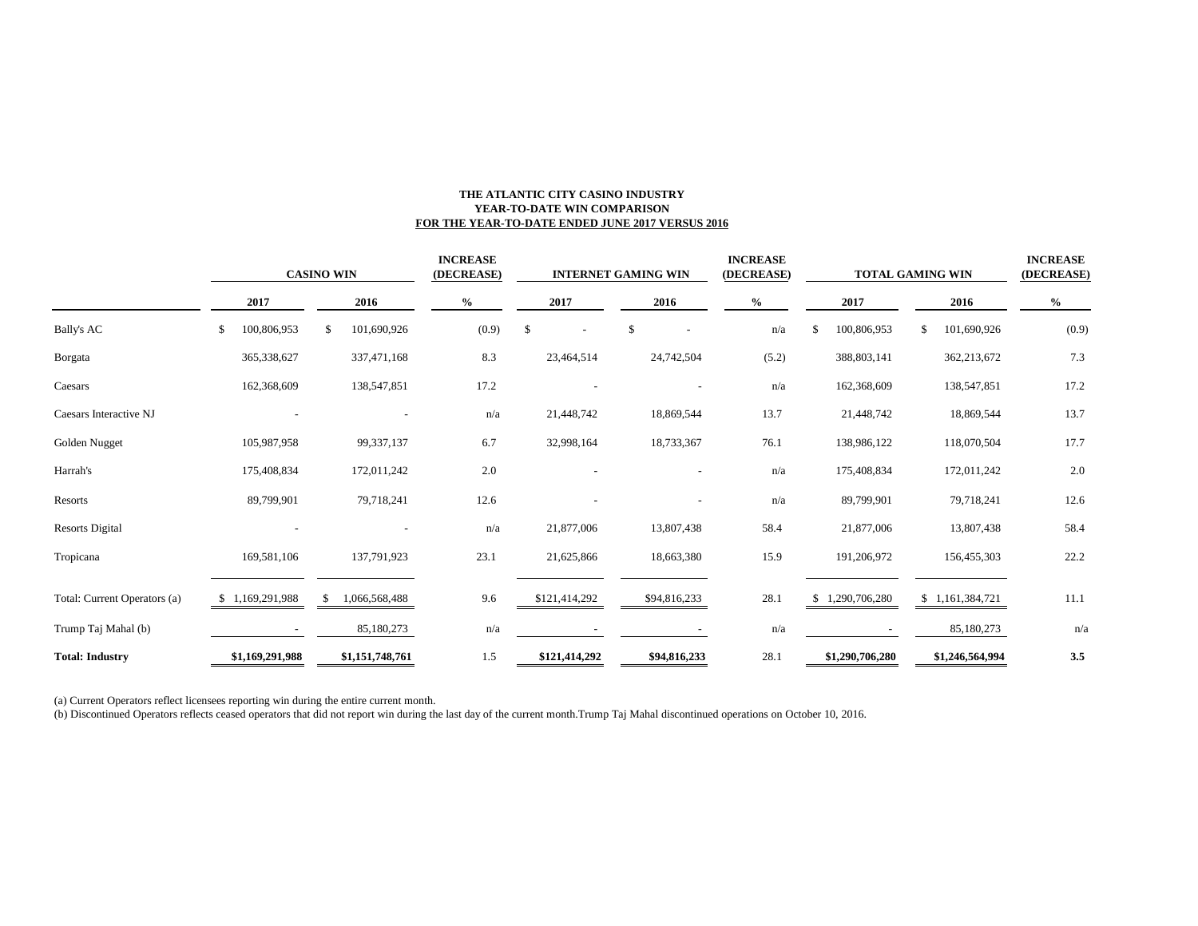**THE ATLANTIC CITY CASINO INDUSTRY**
**YEAR-TO-DATE WIN COMPARISON**
**FOR THE YEAR-TO-DATE ENDED JUNE 2017 VERSUS 2016**

| | CASINO WIN | | INCREASE (DECREASE) | INTERNET GAMING WIN | | INCREASE (DECREASE) | TOTAL GAMING WIN | | INCREASE (DECREASE) |
|---|---|---|---|---|---|---|---|---|---|
| | 2017 | 2016 | % | 2017 | 2016 | % | 2017 | 2016 | % |
| Bally's AC | $ 100,806,953 | $ 101,690,926 | (0.9) | $ - | $ - | n/a | $ 100,806,953 | $ 101,690,926 | (0.9) |
| Borgata | 365,338,627 | 337,471,168 | 8.3 | 23,464,514 | 24,742,504 | (5.2) | 388,803,141 | 362,213,672 | 7.3 |
| Caesars | 162,368,609 | 138,547,851 | 17.2 | - | - | n/a | 162,368,609 | 138,547,851 | 17.2 |
| Caesars Interactive NJ | - | - | n/a | 21,448,742 | 18,869,544 | 13.7 | 21,448,742 | 18,869,544 | 13.7 |
| Golden Nugget | 105,987,958 | 99,337,137 | 6.7 | 32,998,164 | 18,733,367 | 76.1 | 138,986,122 | 118,070,504 | 17.7 |
| Harrah's | 175,408,834 | 172,011,242 | 2.0 | - | - | n/a | 175,408,834 | 172,011,242 | 2.0 |
| Resorts | 89,799,901 | 79,718,241 | 12.6 | - | - | n/a | 89,799,901 | 79,718,241 | 12.6 |
| Resorts Digital | - | - | n/a | 21,877,006 | 13,807,438 | 58.4 | 21,877,006 | 13,807,438 | 58.4 |
| Tropicana | 169,581,106 | 137,791,923 | 23.1 | 21,625,866 | 18,663,380 | 15.9 | 191,206,972 | 156,455,303 | 22.2 |
| Total: Current Operators (a) | $ 1,169,291,988 | $ 1,066,568,488 | 9.6 | $121,414,292 | $94,816,233 | 28.1 | $ 1,290,706,280 | $ 1,161,384,721 | 11.1 |
| Trump Taj Mahal (b) | - | 85,180,273 | n/a | - | - | n/a | - | 85,180,273 | n/a |
| **Total: Industry** | **$1,169,291,988** | **$1,151,748,761** | 1.5 | **$121,414,292** | **$94,816,233** | 28.1 | **$1,290,706,280** | **$1,246,564,994** | **3.5** |

(a) Current Operators reflect licensees reporting win during the entire current month.

(b) Discontinued Operators reflects ceased operators that did not report win during the last day of the current month.Trump Taj Mahal discontinued operations on October 10, 2016.